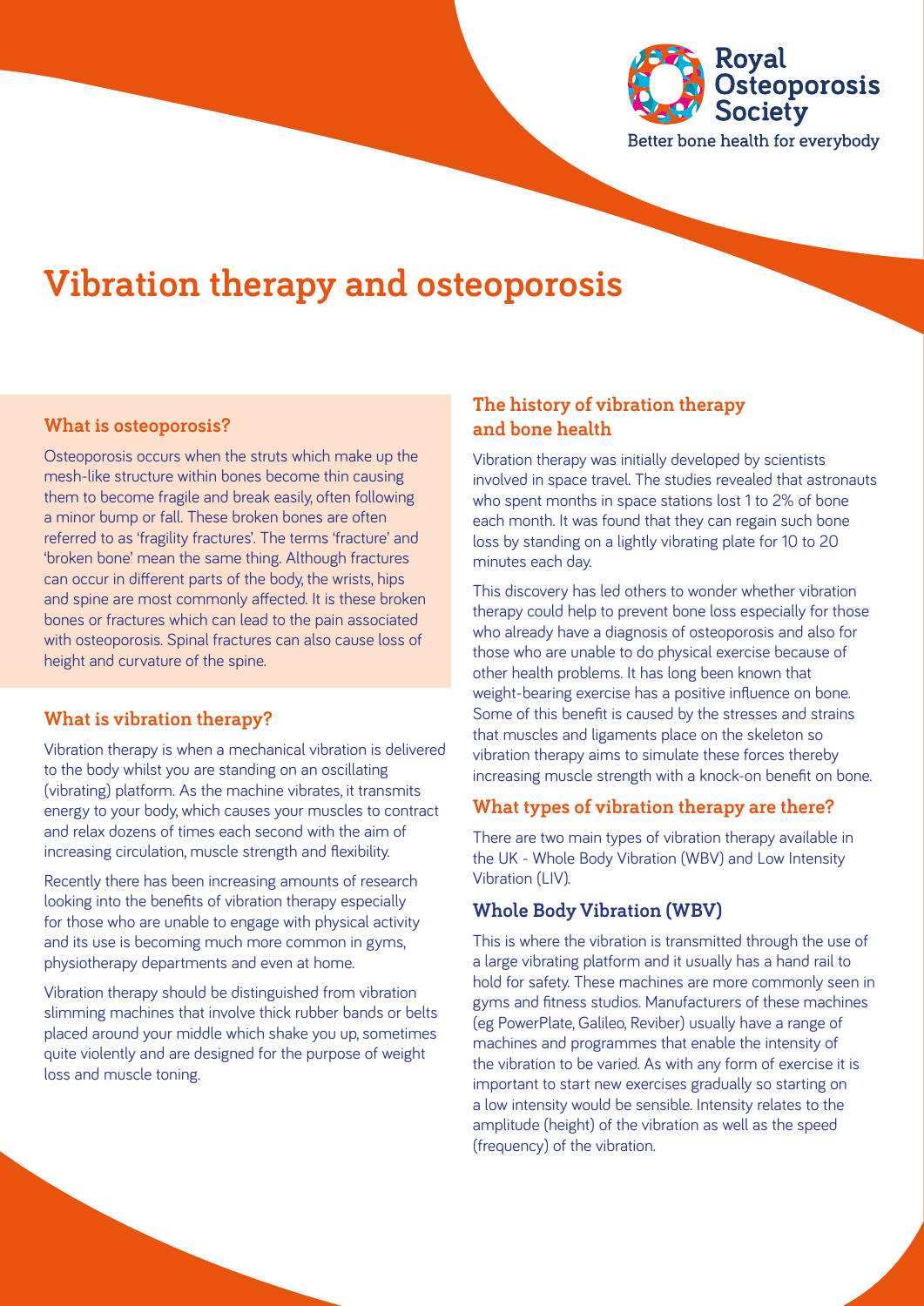Royal Osteoporosis Society

Better bone health for everybody

# Vibration therapy and osteoporosis

## What is osteoporosis?

Osteoporosis occurs when the struts which make up the mesh-like structure within bones become thin causing them to become fragile and break easily, often following a minor bump or fall. These broken bones are often referred to as 'fragility fractures'. The terms 'fracture' and 'broken bone' mean the same thing. Although fractures can occur in different parts of the body, the wrists, hips and spine are most commonly affected. It is these broken bones or fractures which can lead to the pain associated with osteoporosis. Spinal fractures can also cause loss of height and curvature of the spine.

## What is vibration therapy?

Vibration therapy is when a mechanical vibration is delivered to the body whilst you are standing on an oscillating (vibrating) platform. As the machine vibrates, it transmits energy to your body, which causes your muscles to contract and relax dozens of times each second with the aim of increasing circulation, muscle strength and flexibility.

Recently there has been increasing amounts of research looking into the benefits of vibration therapy especially for those who are unable to engage with physical activity and its use is becoming much more common in gyms, physiotherapy departments and even at home.

Vibration therapy should be distinguished from vibration slimming machines that involve thick rubber bands or belts placed around your middle which shake you up, sometimes quite violently and are designed for the purpose of weight loss and muscle toning.

## The history of vibration therapy and bone health

Vibration therapy was initially developed by scientists involved in space travel. The studies revealed that astronauts who spent months in space stations lost 1 to 2% of bone each month. It was found that they can regain such bone loss by standing on a lightly vibrating plate for 10 to 20 minutes each day.

This discovery has led others to wonder whether vibration therapy could help to prevent bone loss especially for those who already have a diagnosis of osteoporosis and also for those who are unable to do physical exercise because of other health problems. It has long been known that weight-bearing exercise has a positive influence on bone. Some of this benefit is caused by the stresses and strains that muscles and ligaments place on the skeleton so vibration therapy aims to simulate these forces thereby increasing muscle strength with a knock-on benefit on bone.

## What types of vibration therapy are there?

There are two main types of vibration therapy available in the UK - Whole Body Vibration (WBV) and Low Intensity Vibration (LIV).

## Whole Body Vibration (WBV)

This is where the vibration is transmitted through the use of a large vibrating platform and it usually has a hand rail to hold for safety. These machines are more commonly seen in gyms and fitness studios. Manufacturers of these machines (eg PowerPlate, Galileo, Reviber) usually have a range of machines and programmes that enable the intensity of the vibration to be varied. As with any form of exercise it is important to start new exercises gradually so starting on a low intensity would be sensible. Intensity relates to the amplitude (height) of the vibration as well as the speed (frequency) of the vibration.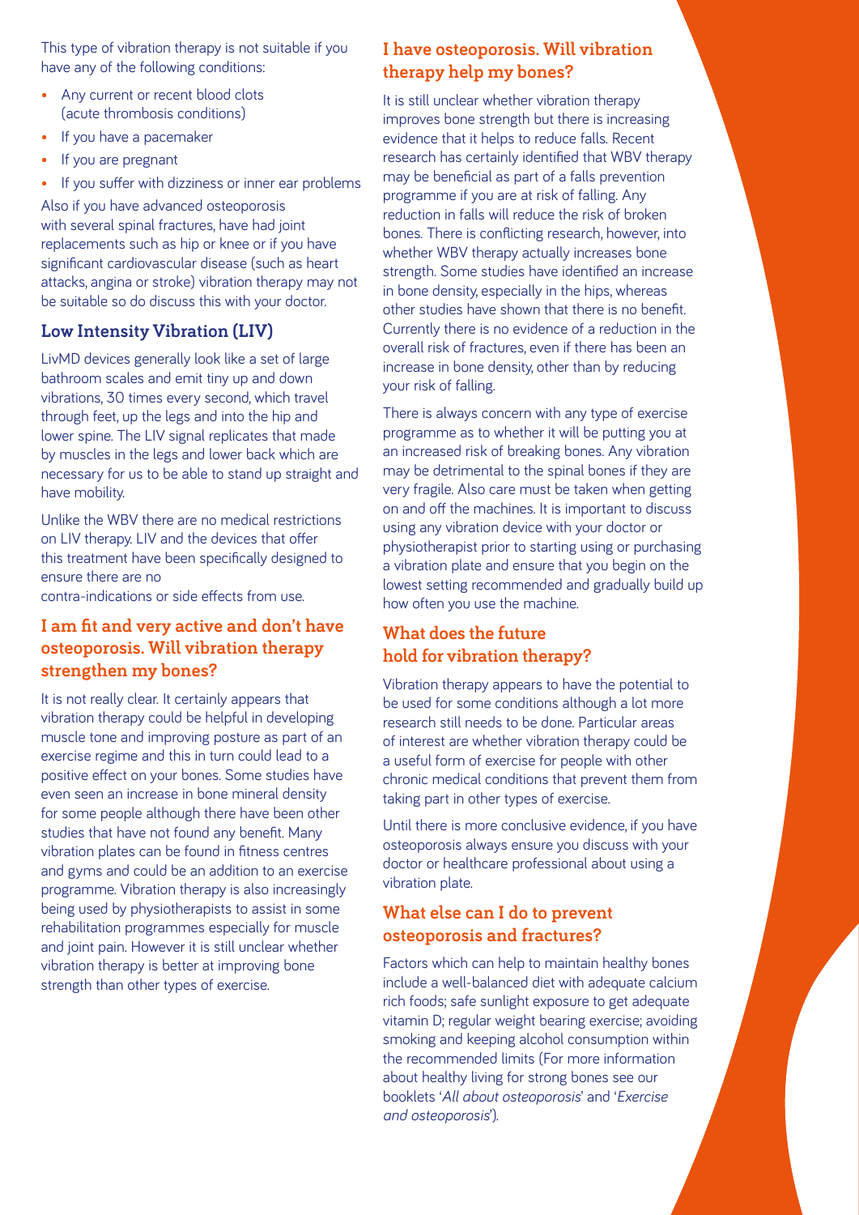This type of vibration therapy is not suitable if you have any of the following conditions:

- Any current or recent blood clots (acute thrombosis conditions)
- If you have a pacemaker
- If you are pregnant
- If you suffer with dizziness or inner ear problems

Also if you have advanced osteoporosis with several spinal fractures, have had joint replacements such as hip or knee or if you have significant cardiovascular disease (such as heart attacks, angina or stroke) vibration therapy may not be suitable so do discuss this with your doctor.

## Low Intensity Vibration (LIV)

LivMD devices generally look like a set of large bathroom scales and emit tiny up and down vibrations, 30 times every second, which travel through feet, up the legs and into the hip and lower spine. The LIV signal replicates that made by muscles in the legs and lower back which are necessary for us to be able to stand up straight and have mobility.

Unlike the WBV there are no medical restrictions on LIV therapy. LIV and the devices that offer this treatment have been specifically designed to ensure there are no contra-indications or side effects from use.

## I am fit and very active and don't have osteoporosis. Will vibration therapy strengthen my bones?

It is not really clear. It certainly appears that vibration therapy could be helpful in developing muscle tone and improving posture as part of an exercise regime and this in turn could lead to a positive effect on your bones. Some studies have even seen an increase in bone mineral density for some people although there have been other studies that have not found any benefit. Many vibration plates can be found in fitness centres and gyms and could be an addition to an exercise programme. Vibration therapy is also increasingly being used by physiotherapists to assist in some rehabilitation programmes especially for muscle and joint pain. However it is still unclear whether vibration therapy is better at improving bone strength than other types of exercise.

## I have osteoporosis. Will vibration therapy help my bones?

It is still unclear whether vibration therapy improves bone strength but there is increasing evidence that it helps to reduce falls. Recent research has certainly identified that WBV therapy may be beneficial as part of a falls prevention programme if you are at risk of falling. Any reduction in falls will reduce the risk of broken bones. There is conflicting research, however, into whether WBV therapy actually increases bone strength. Some studies have identified an increase in bone density, especially in the hips, whereas other studies have shown that there is no benefit. Currently there is no evidence of a reduction in the overall risk of fractures, even if there has been an increase in bone density, other than by reducing your risk of falling.

There is always concern with any type of exercise programme as to whether it will be putting you at an increased risk of breaking bones. Any vibration may be detrimental to the spinal bones if they are very fragile. Also care must be taken when getting on and off the machines. It is important to discuss using any vibration device with your doctor or physiotherapist prior to starting using or purchasing a vibration plate and ensure that you begin on the lowest setting recommended and gradually build up how often you use the machine.

## What does the future hold for vibration therapy?

Vibration therapy appears to have the potential to be used for some conditions although a lot more research still needs to be done. Particular areas of interest are whether vibration therapy could be a useful form of exercise for people with other chronic medical conditions that prevent them from taking part in other types of exercise.

Until there is more conclusive evidence, if you have osteoporosis always ensure you discuss with your doctor or healthcare professional about using a vibration plate.

## What else can I do to prevent osteoporosis and fractures?

Factors which can help to maintain healthy bones include a well-balanced diet with adequate calcium rich foods; safe sunlight exposure to get adequate vitamin D; regular weight bearing exercise; avoiding smoking and keeping alcohol consumption within the recommended limits (For more information about healthy living for strong bones see our booklets '*All about osteoporosis*' and '*Exercise and osteoporosis*').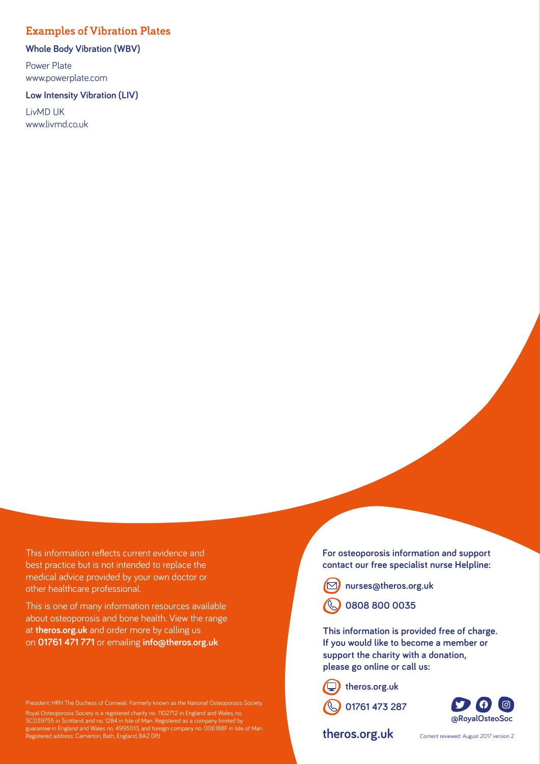## Examples of Vibration Plates

### Whole Body Vibration (WBV)

Power Plate
www.powerplate.com

### Low Intensity Vibration (LIV)

LivMD UK
www.livmd.co.uk

This information reflects current evidence and best practice but is not intended to replace the medical advice provided by your own doctor or other healthcare professional.

This is one of many information resources available about osteoporosis and bone health. View the range at **theros.org.uk** and order more by calling us on **01761 471 771** or emailing **info@theros.org.uk**

President: HRH The Duchess of Cornwall. Formerly known as the National Osteoporosis Society.

Royal Osteoporosis Society is a registered charity no. 1102712 in England and Wales, no. SC039755 in Scotland, and no. 1284 in Isle of Man. Registered as a company limited by guarantee in England and Wales no. 4995013, and foreign company no. 006188F in Isle of Man. Registered address: Camerton, Bath, England, BA2 0PJ

**For osteoporosis information and support contact our free specialist nurse Helpline:**

**nurses@theros.org.uk**

**0808 800 0035**

**This information is provided free of charge. If you would like to become a member or support the charity with a donation, please go online or call us:**

**theros.org.uk**

**01761 473 287**

**@RoyalOsteoSoc**

**theros.org.uk**

Content reviewed: August 2017 version 2